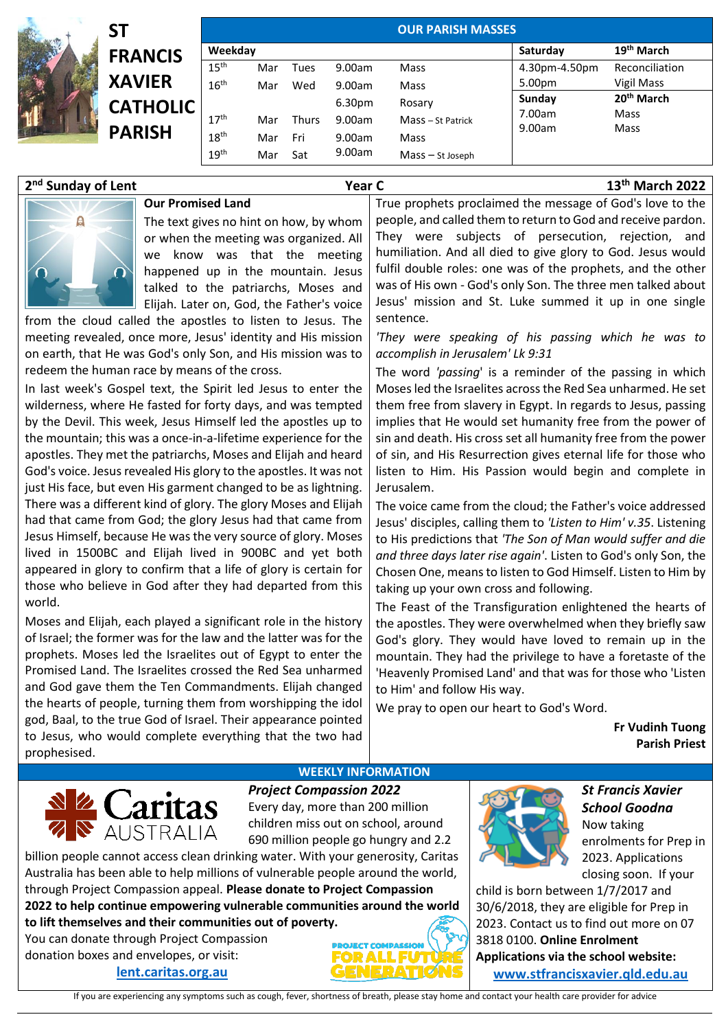# ST FRANCIS XAVIER CATHOLIC PARISH

## OUR PARISH MASSES

| Weekday | | | | | Saturday | 19th March |
|---|---|---|---|---|---|---|
| 15th | Mar | Tues | 9.00am | Mass | 4.30pm-4.50pm | Reconciliation |
| 16th | Mar | Wed | 9.00am | Mass | 5.00pm | Vigil Mass |
| | | | 6.30pm | Rosary | **Sunday** | **20th March** |
| 17th | Mar | Thurs | 9.00am | Mass – St Patrick | 7.00am | Mass |
| 18th | Mar | Fri | 9.00am | Mass | 9.00am | Mass |
| 19th | Mar | Sat | 9.00am | Mass – St Joseph | | |

**2nd Sunday of Lent** — **Year C** — **13th March 2022**

### Our Promised Land

The text gives no hint on how, by whom or when the meeting was organized. All we know was that the meeting happened up in the mountain. Jesus talked to the patriarchs, Moses and Elijah. Later on, God, the Father's voice from the cloud called the apostles to listen to Jesus. The meeting revealed, once more, Jesus' identity and His mission on earth, that He was God's only Son, and His mission was to redeem the human race by means of the cross.

In last week's Gospel text, the Spirit led Jesus to enter the wilderness, where He fasted for forty days, and was tempted by the Devil. This week, Jesus Himself led the apostles up to the mountain; this was a once-in-a-lifetime experience for the apostles. They met the patriarchs, Moses and Elijah and heard God's voice. Jesus revealed His glory to the apostles. It was not just His face, but even His garment changed to be as lightning. There was a different kind of glory. The glory Moses and Elijah had that came from God; the glory Jesus had that came from Jesus Himself, because He was the very source of glory. Moses lived in 1500BC and Elijah lived in 900BC and yet both appeared in glory to confirm that a life of glory is certain for those who believe in God after they had departed from this world.

Moses and Elijah, each played a significant role in the history of Israel; the former was for the law and the latter was for the prophets. Moses led the Israelites out of Egypt to enter the Promised Land. The Israelites crossed the Red Sea unharmed and God gave them the Ten Commandments. Elijah changed the hearts of people, turning them from worshipping the idol god, Baal, to the true God of Israel. Their appearance pointed to Jesus, who would complete everything that the two had prophesied.

True prophets proclaimed the message of God's love to the people, and called them to return to God and receive pardon. They were subjects of persecution, rejection, and humiliation. And all died to give glory to God. Jesus would fulfil double roles: one was of the prophets, and the other was of His own - God's only Son. The three men talked about Jesus' mission and St. Luke summed it up in one single sentence.

*'They were speaking of his passing which he was to accomplish in Jerusalem' Lk 9:31*

The word *'passing*' is a reminder of the passing in which Moses led the Israelites across the Red Sea unharmed. He set them free from slavery in Egypt. In regards to Jesus, passing implies that He would set humanity free from the power of sin and death. His cross set all humanity free from the power of sin, and His Resurrection gives eternal life for those who listen to Him. His Passion would begin and complete in Jerusalem.

The voice came from the cloud; the Father's voice addressed Jesus' disciples, calling them to *'Listen to Him' v.35*. Listening to His predictions that *'The Son of Man would suffer and die and three days later rise again'*. Listen to God's only Son, the Chosen One, means to listen to God Himself. Listen to Him by taking up your own cross and following.

The Feast of the Transfiguration enlightened the hearts of the apostles. They were overwhelmed when they briefly saw God's glory. They would have loved to remain up in the mountain. They had the privilege to have a foretaste of the 'Heavenly Promised Land' and that was for those who 'Listen to Him' and follow His way.

We pray to open our heart to God's Word.

**Fr Vudinh Tuong**
**Parish Priest**

## WEEKLY INFORMATION

Caritas AUSTRALIA

### *Project Compassion 2022*

Every day, more than 200 million children miss out on school, around 690 million people go hungry and 2.2 billion people cannot access clean drinking water. With your generosity, Caritas Australia has been able to help millions of vulnerable people around the world, through Project Compassion appeal. **Please donate to Project Compassion 2022 to help continue empowering vulnerable communities around the world to lift themselves and their communities out of poverty.**

You can donate through Project Compassion donation boxes and envelopes, or visit:

lent.caritas.org.au

PROJECT COMPASSION FOR ALL FUTURE GENERATIONS

### *St Francis Xavier School Goodna*

Now taking enrolments for Prep in 2023. Applications closing soon. If your child is born between 1/7/2017 and 30/6/2018, they are eligible for Prep in 2023. Contact us to find out more on 07 3818 0100. **Online Enrolment Applications via the school website:**

**www.stfrancisxavier.qld.edu.au**

If you are experiencing any symptoms such as cough, fever, shortness of breath, please stay home and contact your health care provider for advice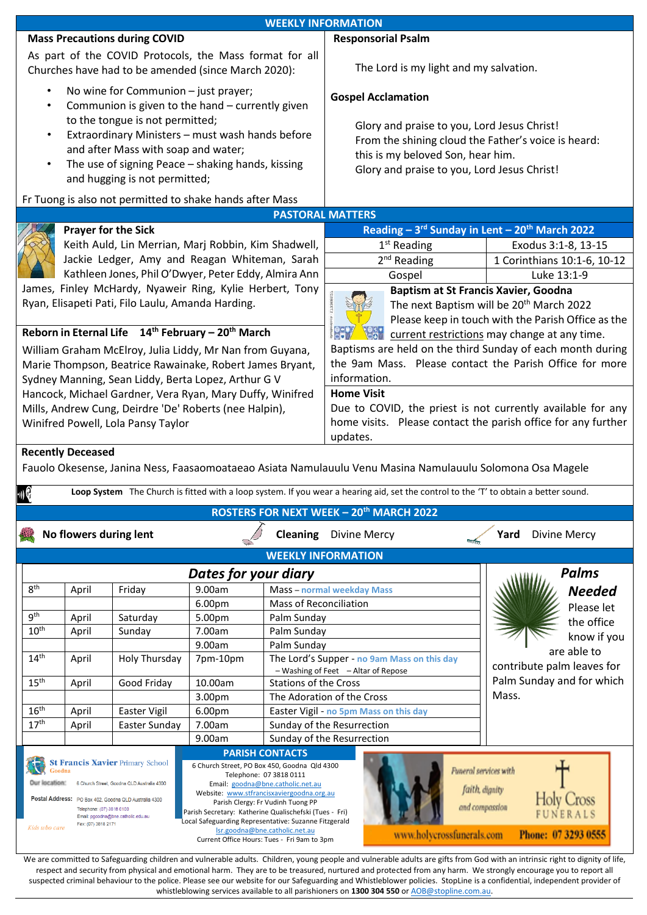## WEEKLY INFORMATION

### Mass Precautions during COVID

As part of the COVID Protocols, the Mass format for all Churches have had to be amended (since March 2020):

- No wine for Communion – just prayer;
- Communion is given to the hand – currently given to the tongue is not permitted;
- Extraordinary Ministers – must wash hands before and after Mass with soap and water;
- The use of signing Peace – shaking hands, kissing and hugging is not permitted;

Fr Tuong is also not permitted to shake hands after Mass

### Responsorial Psalm

The Lord is my light and my salvation.

### Gospel Acclamation

Glory and praise to you, Lord Jesus Christ!
From the shining cloud the Father's voice is heard:
this is my beloved Son, hear him.
Glory and praise to you, Lord Jesus Christ!

## PASTORAL MATTERS

### Prayer for the Sick

Keith Auld, Lin Merrian, Marj Robbin, Kim Shadwell, Jackie Ledger, Amy and Reagan Whiteman, Sarah Kathleen Jones, Phil O'Dwyer, Peter Eddy, Almira Ann James, Finley McHardy, Nyaweir Ring, Kylie Herbert, Tony Ryan, Elisapeti Pati, Filo Laulu, Amanda Harding.

### Reborn in Eternal Life 14th February – 20th March

William Graham McElroy, Julia Liddy, Mr Nan from Guyana, Marie Thompson, Beatrice Rawainake, Robert James Bryant, Sydney Manning, Sean Liddy, Berta Lopez, Arthur G V Hancock, Michael Gardner, Vera Ryan, Mary Duffy, Winifred Mills, Andrew Cung, Deirdre 'De' Roberts (nee Halpin), Winifred Powell, Lola Pansy Taylor

### Reading – 3rd Sunday in Lent – 20th March 2022

| | |
|---|---|
| 1st Reading | Exodus 3:1-8, 13-15 |
| 2nd Reading | 1 Corinthians 10:1-6, 10-12 |
| Gospel | Luke 13:1-9 |

### Baptism at St Francis Xavier, Goodna

The next Baptism will be 20th March 2022
Please keep in touch with the Parish Office as the current restrictions may change at any time.
Baptisms are held on the third Sunday of each month during the 9am Mass. Please contact the Parish Office for more information.

### Home Visit

Due to COVID, the priest is not currently available for any home visits. Please contact the parish office for any further updates.

### Recently Deceased

Fauolo Okesense, Janina Ness, Faasaomoataeao Asiata Namulauulu Venu Masina Namulauulu Solomona Osa Magele

**Loop System** The Church is fitted with a loop system. If you wear a hearing aid, set the control to the 'T' to obtain a better sound.

## ROSTERS FOR NEXT WEEK – 20th MARCH 2022

**No flowers during lent** | **Cleaning** Divine Mercy | **Yard** Divine Mercy

## WEEKLY INFORMATION

### *Dates for your diary*

| | | | | |
|---|---|---|---|---|
| 8th | April | Friday | 9.00am | Mass – normal weekday Mass |
| | | | 6.00pm | Mass of Reconciliation |
| 9th | April | Saturday | 5.00pm | Palm Sunday |
| 10th | April | Sunday | 7.00am | Palm Sunday |
| | | | 9.00am | Palm Sunday |
| 14th | April | Holy Thursday | 7pm-10pm | The Lord's Supper - no 9am Mass on this day – Washing of Feet – Altar of Repose |
| 15th | April | Good Friday | 10.00am | Stations of the Cross |
| | | | 3.00pm | The Adoration of the Cross |
| 16th | April | Easter Vigil | 6.00pm | Easter Vigil - no 5pm Mass on this day |
| 17th | April | Easter Sunday | 7.00am | Sunday of the Resurrection |
| | | | 9.00am | Sunday of the Resurrection |

### *Palms Needed*

Please let the office know if you are able to contribute palm leaves for Palm Sunday and for which Mass.

**St Francis Xavier** Primary School Goodna
Our location: 6 Church Street, Goodna QLD Australia 4300
Postal Address: PO Box 402, Goodna QLD Australia 4300
Telephone: (07) 3818 0100
Email: pgoodna@bne.catholic.edu.au
Fax: (07) 3818 2171
Kids who care

### PARISH CONTACTS

6 Church Street, PO Box 450, Goodna Qld 4300
Telephone: 07 3818 0111
Email: goodna@bne.catholic.net.au
Website: www.stfrancisxaviergoodna.org.au
Parish Clergy: Fr Vudinh Tuong PP
Parish Secretary: Katherine Qualischefski (Tues - Fri)
Local Safeguarding Representative: Suzanne Fitzgerald
lsr.goodna@bne.catholic.net.au
Current Office Hours: Tues - Fri 9am to 3pm

Funeral services with faith, dignity and compassion
Holy Cross FUNERALS
www.holycrossfunerals.com Phone: 07 3293 0555

We are committed to Safeguarding children and vulnerable adults. Children, young people and vulnerable adults are gifts from God with an intrinsic right to dignity of life, respect and security from physical and emotional harm. They are to be treasured, nurtured and protected from any harm. We strongly encourage you to report all suspected criminal behaviour to the police. Please see our website for our Safeguarding and Whistleblower policies. StopLine is a confidential, independent provider of whistleblowing services available to all parishioners on **1300 304 550** or AOB@stopline.com.au.